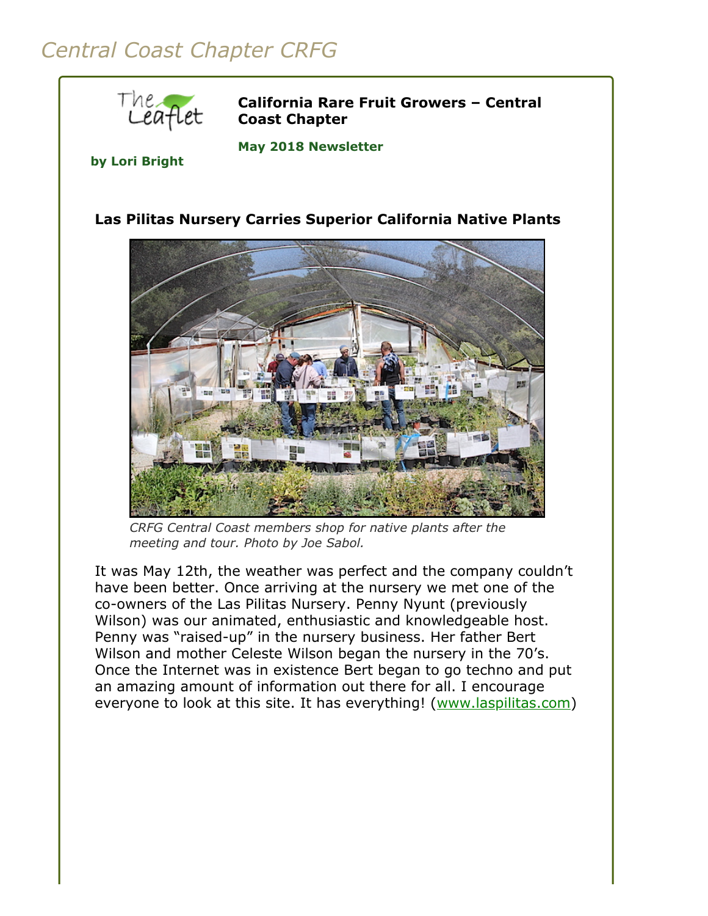# Central Coast Chapter CRFG

**California Rare Fruit Growers – Central Coast Chapter**

**May 2018 Newsletter**

**by Lori Bright**

## Las Pilitas Nursery Carries Superior California Native Plants

*CRFG Central Coast members shop for native plants after the meeting and tour. Photo by Joe Sabol.*

It was May 12th, the weather was perfect and the company couldn't have been better. Once arriving at the nursery we met one of the co-owners of the Las Pilitas Nursery. Penny Nyunt (previously Wilson) was our animated, enthusiastic and knowledgeable host. Penny was "raised-up" in the nursery business. Her father Bert Wilson and mother Celeste Wilson began the nursery in the 70's. Once the Internet was in existence Bert began to go techno and put an amazing amount of information out there for all. I encourage everyone to look at this site. It has everything! (www.laspilitas.com)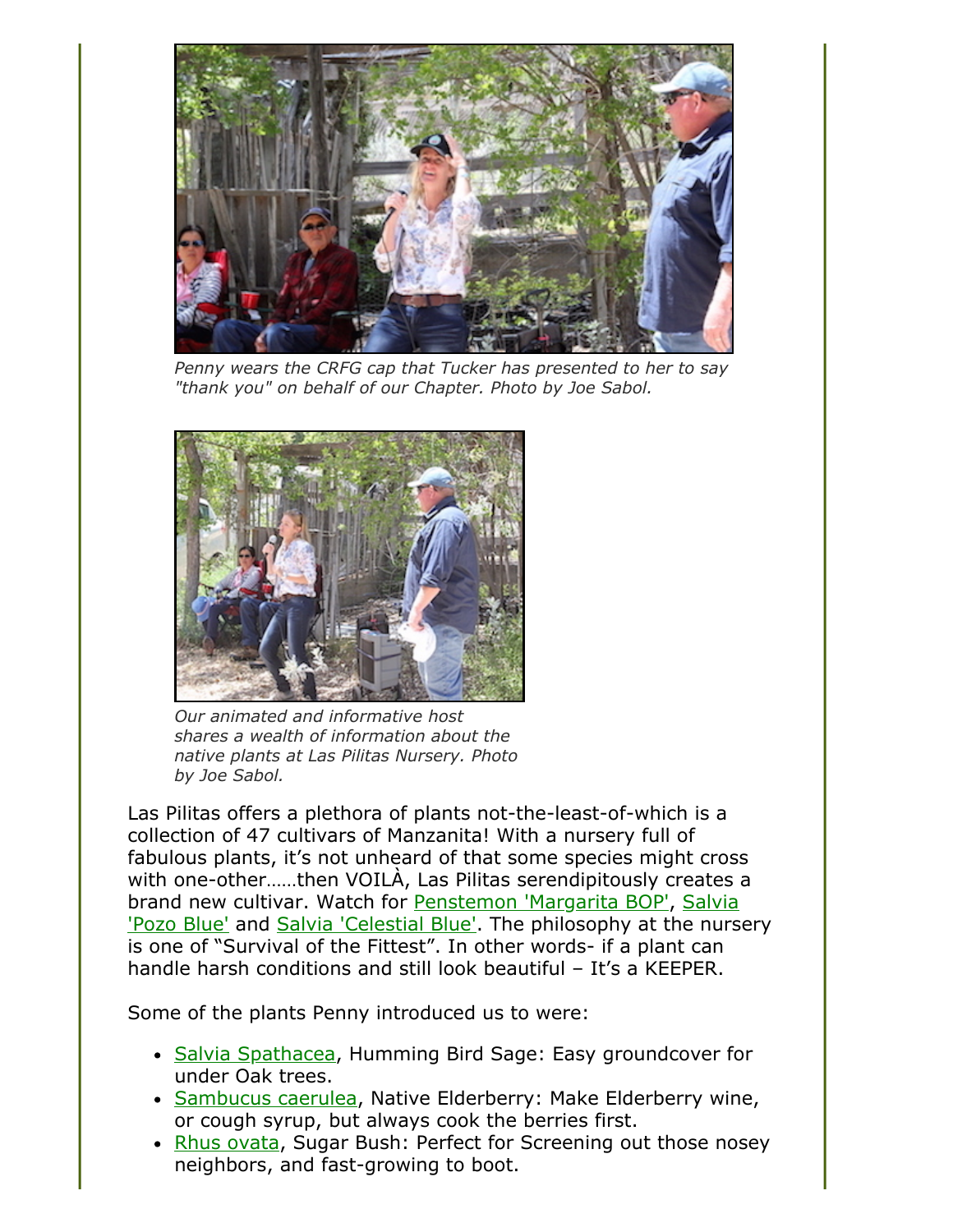*Penny wears the CRFG cap that Tucker has presented to her to say "thank you" on behalf of our Chapter. Photo by Joe Sabol.*

*Our animated and informative host shares a wealth of information about the native plants at Las Pilitas Nursery. Photo by Joe Sabol.*

Las Pilitas offers a plethora of plants not-the-least-of-which is a collection of 47 cultivars of Manzanita! With a nursery full of fabulous plants, it's not unheard of that some species might cross with one-other……then VOILÀ, Las Pilitas serendipitously creates a brand new cultivar. Watch for Penstemon 'Margarita BOP', Salvia 'Pozo Blue' and Salvia 'Celestial Blue'. The philosophy at the nursery is one of "Survival of the Fittest". In other words- if a plant can handle harsh conditions and still look beautiful – It's a KEEPER.

Some of the plants Penny introduced us to were:

- Salvia Spathacea, Humming Bird Sage: Easy groundcover for under Oak trees.
- Sambucus caerulea, Native Elderberry: Make Elderberry wine, or cough syrup, but always cook the berries first.
- Rhus ovata, Sugar Bush: Perfect for Screening out those nosey neighbors, and fast-growing to boot.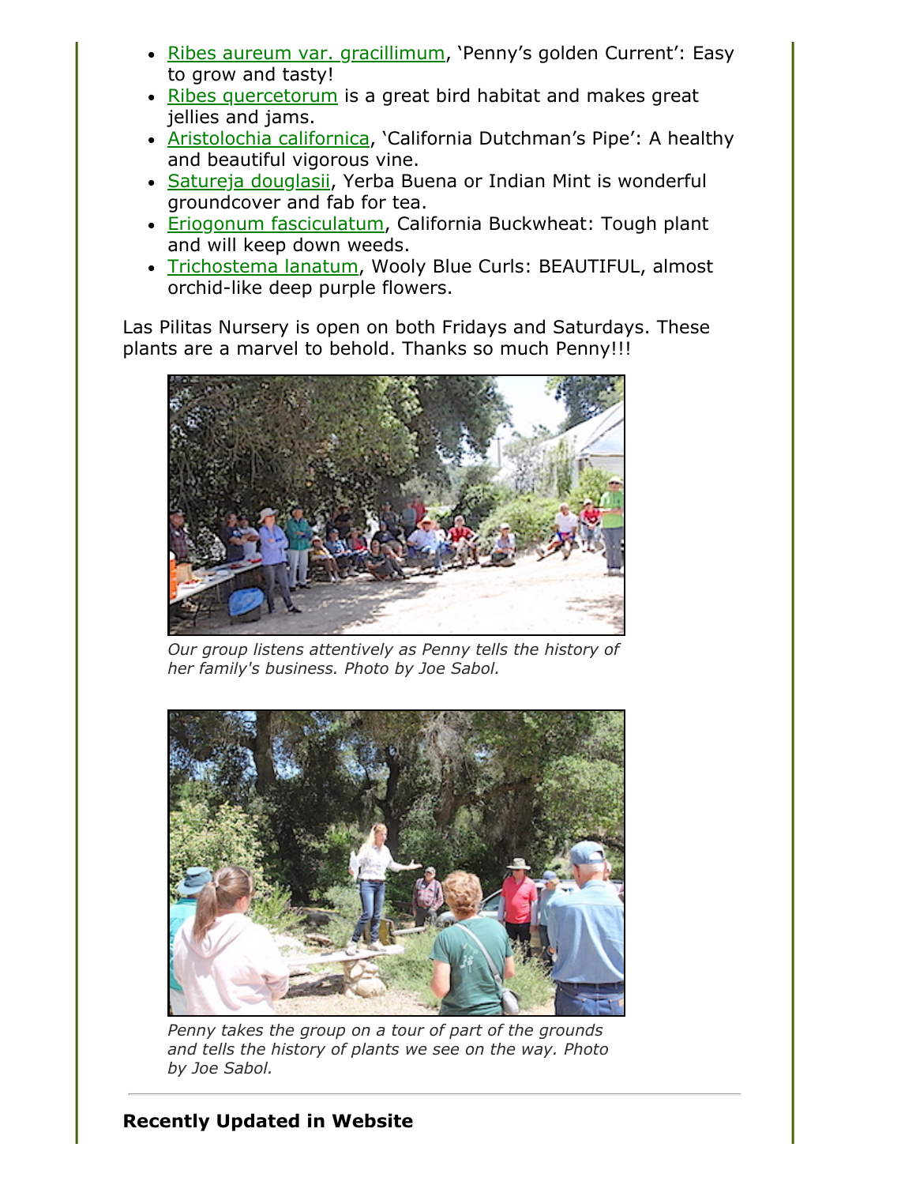- Ribes aureum var. gracillimum, 'Penny's golden Current': Easy to grow and tasty!
- Ribes quercetorum is a great bird habitat and makes great jellies and jams.
- Aristolochia californica, 'California Dutchman's Pipe': A healthy and beautiful vigorous vine.
- Satureja douglasii, Yerba Buena or Indian Mint is wonderful groundcover and fab for tea.
- Eriogonum fasciculatum, California Buckwheat: Tough plant and will keep down weeds.
- Trichostema lanatum, Wooly Blue Curls: BEAUTIFUL, almost orchid-like deep purple flowers.

Las Pilitas Nursery is open on both Fridays and Saturdays. These plants are a marvel to behold. Thanks so much Penny!!!

*Our group listens attentively as Penny tells the history of her family's business. Photo by Joe Sabol.*

*Penny takes the group on a tour of part of the grounds and tells the history of plants we see on the way. Photo by Joe Sabol.*

**Recently Updated in Website**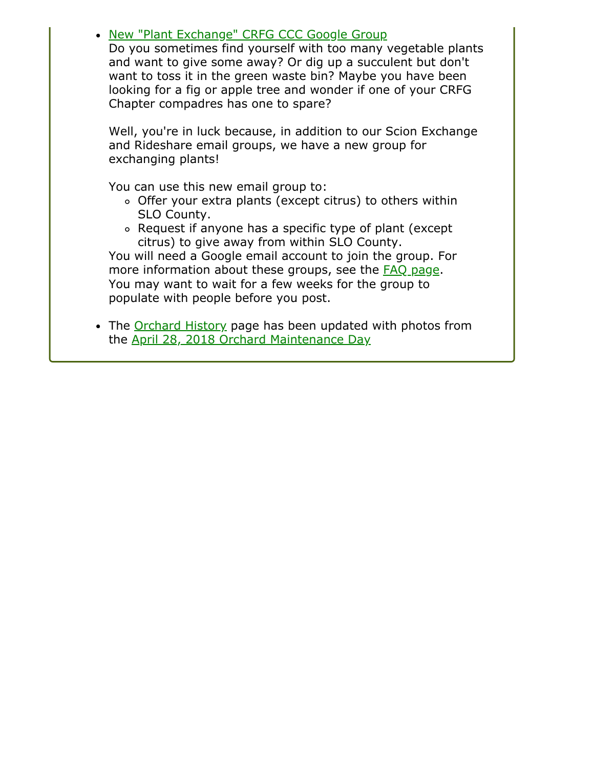- New "Plant Exchange" CRFG CCC Google Group
  Do you sometimes find yourself with too many vegetable plants and want to give some away? Or dig up a succulent but don't want to toss it in the green waste bin? Maybe you have been looking for a fig or apple tree and wonder if one of your CRFG Chapter compadres has one to spare?

  Well, you're in luck because, in addition to our Scion Exchange and Rideshare email groups, we have a new group for exchanging plants!

  You can use this new email group to:
    - Offer your extra plants (except citrus) to others within SLO County.
    - Request if anyone has a specific type of plant (except citrus) to give away from within SLO County.

  You will need a Google email account to join the group. For more information about these groups, see the FAQ page. You may want to wait for a few weeks for the group to populate with people before you post.

- The Orchard History page has been updated with photos from the April 28, 2018 Orchard Maintenance Day